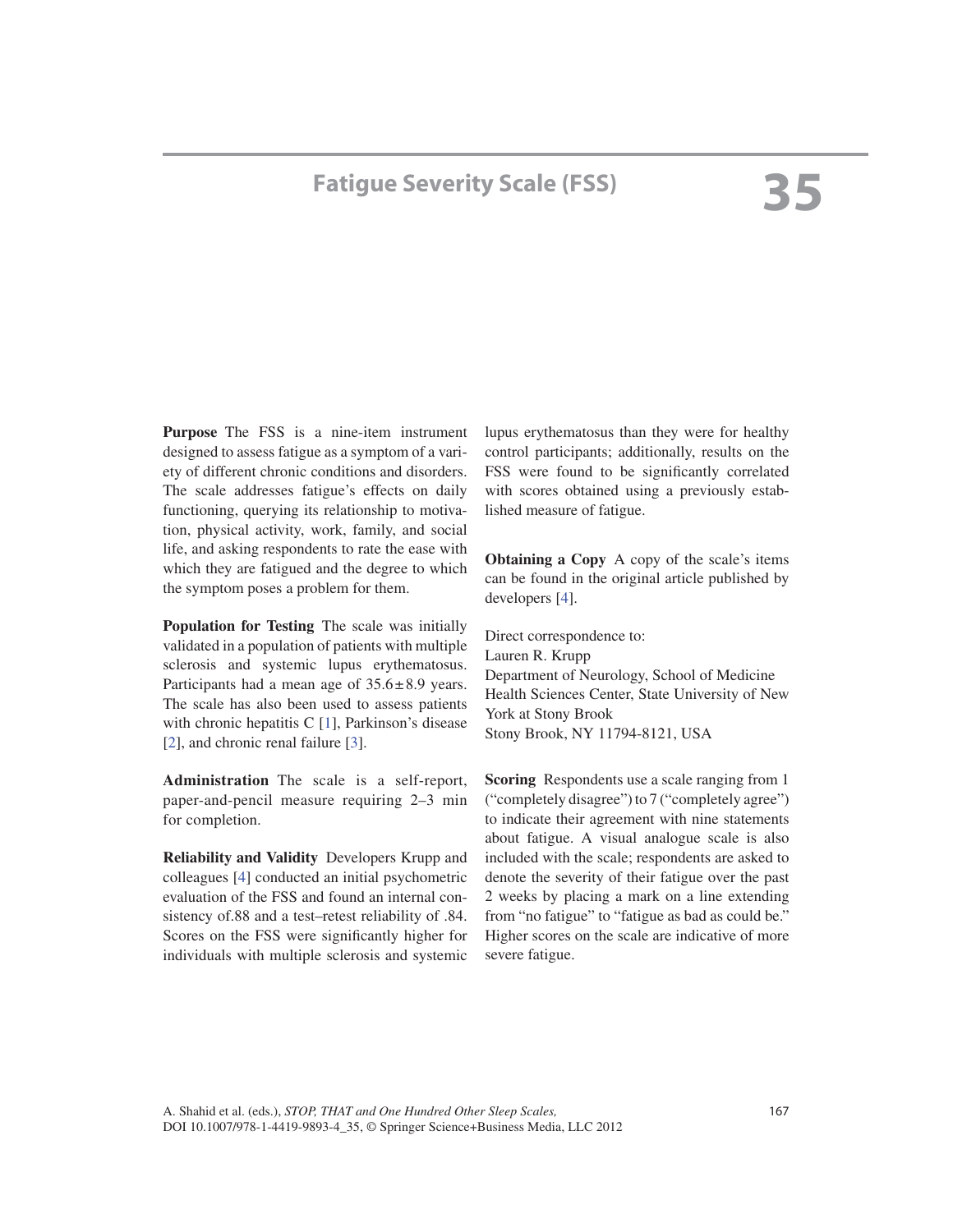# 35 Fatigue Severity Scale (FSS)

**Purpose** The FSS is a nine-item instrument designed to assess fatigue as a symptom of a variety of different chronic conditions and disorders. The scale addresses fatigue's effects on daily functioning, querying its relationship to motivation, physical activity, work, family, and social life, and asking respondents to rate the ease with which they are fatigued and the degree to which the symptom poses a problem for them.

**Population for Testing** The scale was initially validated in a population of patients with multiple sclerosis and systemic lupus erythematosus. Participants had a mean age of $35.6 \pm 8.9$ years. The scale has also been used to assess patients with chronic hepatitis C [1], Parkinson's disease [2], and chronic renal failure [3].

**Administration** The scale is a self-report, paper-and-pencil measure requiring 2–3 min for completion.

**Reliability and Validity** Developers Krupp and colleagues [4] conducted an initial psychometric evaluation of the FSS and found an internal consistency of.88 and a test–retest reliability of .84. Scores on the FSS were significantly higher for individuals with multiple sclerosis and systemic lupus erythematosus than they were for healthy control participants; additionally, results on the FSS were found to be significantly correlated with scores obtained using a previously established measure of fatigue.

**Obtaining a Copy** A copy of the scale's items can be found in the original article published by developers [4].

Direct correspondence to:
Lauren R. Krupp
Department of Neurology, School of Medicine
Health Sciences Center, State University of New York at Stony Brook
Stony Brook, NY 11794-8121, USA

**Scoring** Respondents use a scale ranging from 1 ("completely disagree") to 7 ("completely agree") to indicate their agreement with nine statements about fatigue. A visual analogue scale is also included with the scale; respondents are asked to denote the severity of their fatigue over the past 2 weeks by placing a mark on a line extending from "no fatigue" to "fatigue as bad as could be." Higher scores on the scale are indicative of more severe fatigue.

A. Shahid et al. (eds.), *STOP, THAT and One Hundred Other Sleep Scales,*
DOI 10.1007/978-1-4419-9893-4_35, © Springer Science+Business Media, LLC 2012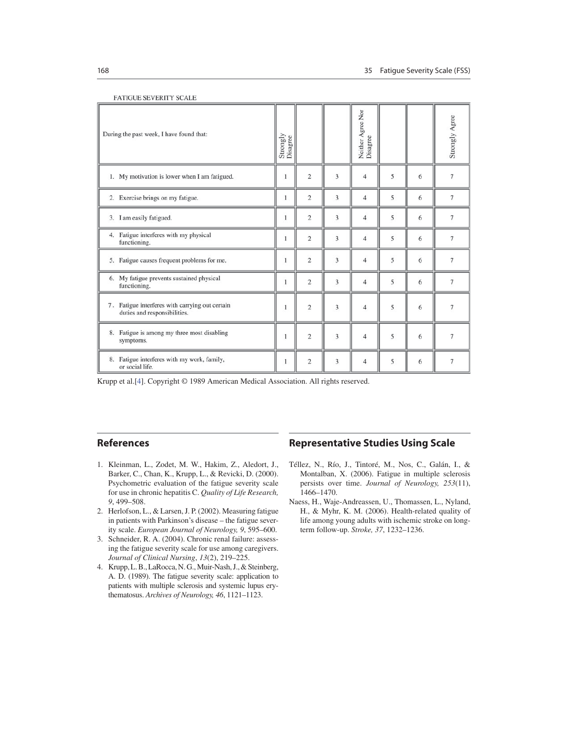FATIGUE SEVERITY SCALE

| During the past week, I have found that: | Strongly Disagree | | | Neither Agree Nor Disagree | | | Strongly Agree |
|---|---|---|---|---|---|---|---|
| 1. My motivation is lower when I am fatigued. | 1 | 2 | 3 | 4 | 5 | 6 | 7 |
| 2. Exercise brings on my fatigue. | 1 | 2 | 3 | 4 | 5 | 6 | 7 |
| 3. I am easily fatigued. | 1 | 2 | 3 | 4 | 5 | 6 | 7 |
| 4. Fatigue interferes with my physical functioning. | 1 | 2 | 3 | 4 | 5 | 6 | 7 |
| 5. Fatigue causes frequent problems for me. | 1 | 2 | 3 | 4 | 5 | 6 | 7 |
| 6. My fatigue prevents sustained physical functioning. | 1 | 2 | 3 | 4 | 5 | 6 | 7 |
| 7. Fatigue interferes with carrying out certain duties and responsibilities. | 1 | 2 | 3 | 4 | 5 | 6 | 7 |
| 8. Fatigue is among my three most disabling symptoms. | 1 | 2 | 3 | 4 | 5 | 6 | 7 |
| 8. Fatigue interferes with my work, family, or social life. | 1 | 2 | 3 | 4 | 5 | 6 | 7 |

Krupp et al.[4]. Copyright © 1989 American Medical Association. All rights reserved.

## References

1. Kleinman, L., Zodet, M. W., Hakim, Z., Aledort, J., Barker, C., Chan, K., Krupp, L., & Revicki, D. (2000). Psychometric evaluation of the fatigue severity scale for use in chronic hepatitis C. *Quality of Life Research, 9*, 499–508.
2. Herlofson, L., & Larsen, J. P. (2002). Measuring fatigue in patients with Parkinson's disease – the fatigue severity scale. *European Journal of Neurology, 9*, 595–600.
3. Schneider, R. A. (2004). Chronic renal failure: assessing the fatigue severity scale for use among caregivers. *Journal of Clinical Nursing*, *13*(2), 219–225.
4. Krupp, L. B., LaRocca, N. G., Muir-Nash, J., & Steinberg, A. D. (1989). The fatigue severity scale: application to patients with multiple sclerosis and systemic lupus erythematosus. *Archives of Neurology, 46*, 1121–1123.

## Representative Studies Using Scale

Téllez, N., Río, J., Tintoré, M., Nos, C., Galán, I., & Montalban, X. (2006). Fatigue in multiple sclerosis persists over time. *Journal of Neurology, 253*(11), 1466–1470.

Naess, H., Waje-Andreassen, U., Thomassen, L., Nyland, H., & Myhr, K. M. (2006). Health-related quality of life among young adults with ischemic stroke on long-term follow-up. *Stroke, 37*, 1232–1236.